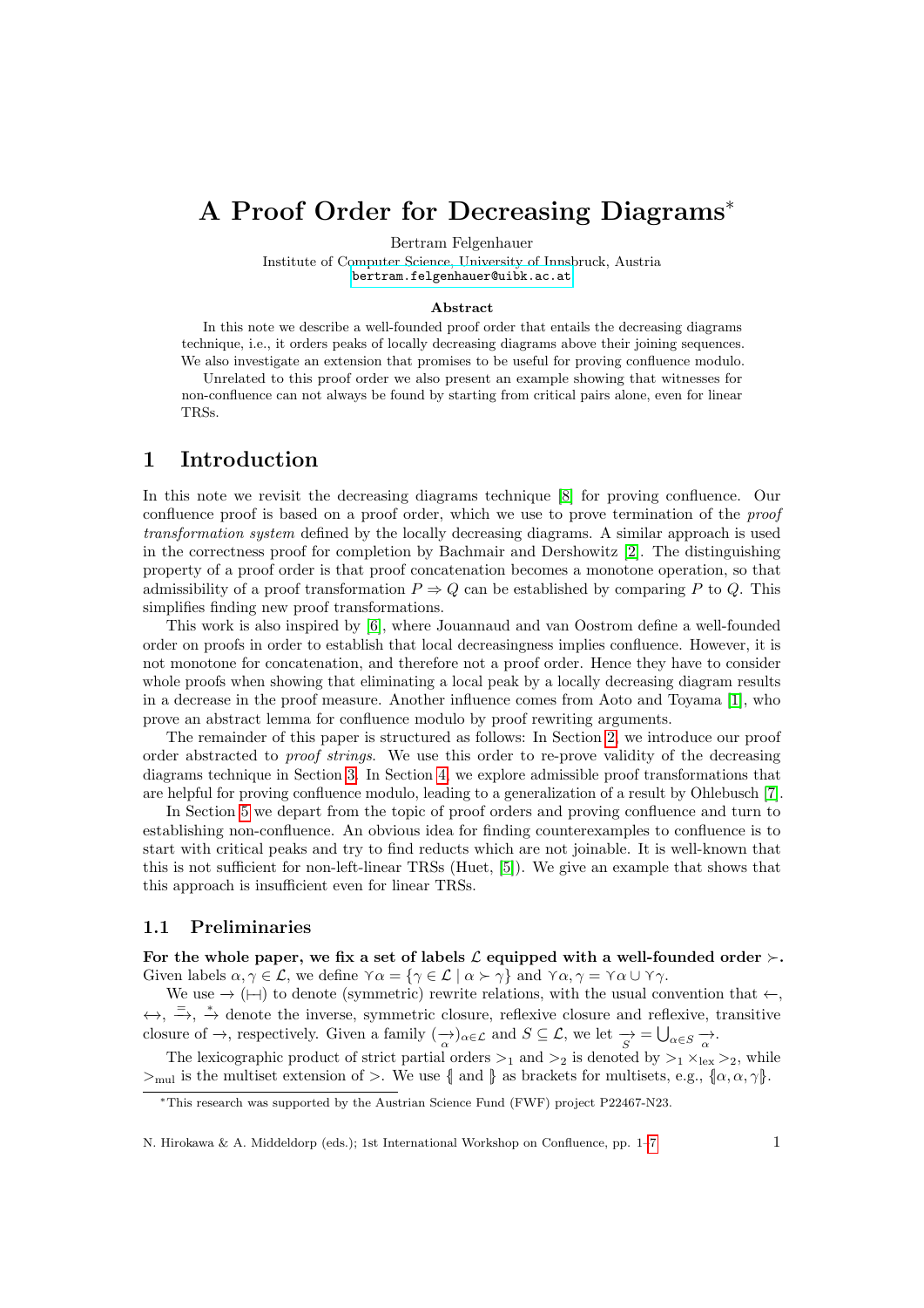# A Proof Order for Decreasing Diagrams*

Bertram Felgenhauer

Institute of Computer Science, University of Innsbruck, Austria
bertram.felgenhauer@uibk.ac.at

### Abstract

In this note we describe a well-founded proof order that entails the decreasing diagrams technique, i.e., it orders peaks of locally decreasing diagrams above their joining sequences. We also investigate an extension that promises to be useful for proving confluence modulo.

Unrelated to this proof order we also present an example showing that witnesses for non-confluence can not always be found by starting from critical pairs alone, even for linear TRSs.

## 1 Introduction

In this note we revisit the decreasing diagrams technique [8] for proving confluence. Our confluence proof is based on a proof order, which we use to prove termination of the *proof transformation system* defined by the locally decreasing diagrams. A similar approach is used in the correctness proof for completion by Bachmair and Dershowitz [2]. The distinguishing property of a proof order is that proof concatenation becomes a monotone operation, so that admissibility of a proof transformation $P \Rightarrow Q$ can be established by comparing $P$ to $Q$. This simplifies finding new proof transformations.

This work is also inspired by [6], where Jouannaud and van Oostrom define a well-founded order on proofs in order to establish that local decreasingness implies confluence. However, it is not monotone for concatenation, and therefore not a proof order. Hence they have to consider whole proofs when showing that eliminating a local peak by a locally decreasing diagram results in a decrease in the proof measure. Another influence comes from Aoto and Toyama [1], who prove an abstract lemma for confluence modulo by proof rewriting arguments.

The remainder of this paper is structured as follows: In Section 2 we introduce our proof order abstracted to *proof strings*. We use this order to re-prove validity of the decreasing diagrams technique in Section 3. In Section 4 we explore admissible proof transformations that are helpful for proving confluence modulo, leading to a generalization of a result by Ohlebusch [7].

In Section 5 we depart from the topic of proof orders and proving confluence and turn to establishing non-confluence. An obvious idea for finding counterexamples to confluence is to start with critical peaks and try to find reducts which are not joinable. It is well-known that this is not sufficient for non-left-linear TRSs (Huet, [5]). We give an example that shows that this approach is insufficient even for linear TRSs.

### 1.1 Preliminaries

**For the whole paper, we fix a set of labels $\mathcal{L}$ equipped with a well-founded order $\succ$.** Given labels $\alpha, \gamma \in \mathcal{L}$, we define $\curlyvee\alpha = \{\gamma \in \mathcal{L} \mid \alpha \succ \gamma\}$ and $\curlyvee\alpha, \gamma = \curlyvee\alpha \cup \curlyvee\gamma$.

We use $\to$ ($\vdash\!\dashv$) to denote (symmetric) rewrite relations, with the usual convention that $\leftarrow$, $\leftrightarrow$, $\xrightarrow{=}$, $\xrightarrow{*}$ denote the inverse, symmetric closure, reflexive closure and reflexive, transitive closure of $\to$, respectively. Given a family $(\underset{\alpha}{\to})_{\alpha \in \mathcal{L}}$ and $S \subseteq \mathcal{L}$, we let $\underset{S}{\to} = \bigcup_{\alpha \in S} \underset{\alpha}{\to}$.

The lexicographic product of strict partial orders $>_1$ and $>_2$ is denoted by $>_1 \times_{\text{lex}} >_2$, while $>_{\text{mul}}$ is the multiset extension of $>$. We use $\{\!\!\{$ and $\}\!\!\}$ as brackets for multisets, e.g., $\{\!\!\{\alpha, \alpha, \gamma\}\!\!\}$.

*This research was supported by the Austrian Science Fund (FWF) project P22467-N23.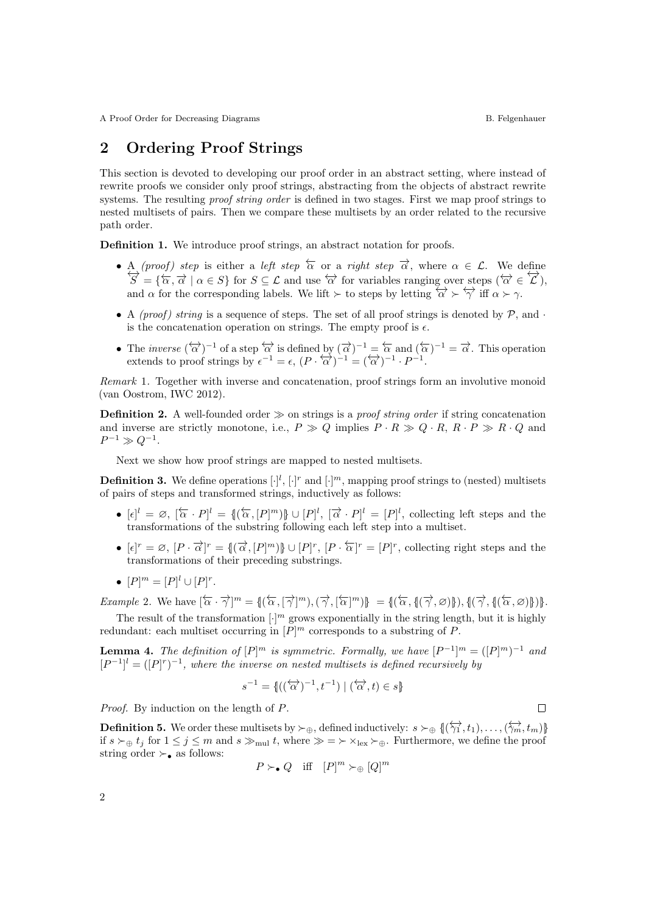## 2 Ordering Proof Strings

This section is devoted to developing our proof order in an abstract setting, where instead of rewrite proofs we consider only proof strings, abstracting from the objects of abstract rewrite systems. The resulting *proof string order* is defined in two stages. First we map proof strings to nested multisets of pairs. Then we compare these multisets by an order related to the recursive path order.

**Definition 1.** We introduce proof strings, an abstract notation for proofs.

- A *(proof) step* is either a *left step* $\overleftarrow{\alpha}$ or a *right step* $\overrightarrow{\alpha}$, where $\alpha \in \mathcal{L}$. We define $\overleftrightarrow{S} = \{\overleftarrow{\alpha}, \overrightarrow{\alpha} \mid \alpha \in S\}$ for $S \subseteq \mathcal{L}$ and use $\overleftrightarrow{\alpha}$ for variables ranging over steps ($\overleftrightarrow{\alpha} \in \overleftrightarrow{\mathcal{L}}$), and $\alpha$ for the corresponding labels. We lift $\succ$ to steps by letting $\overleftrightarrow{\alpha} \succ \overleftrightarrow{\gamma}$ iff $\alpha \succ \gamma$.
- A *(proof) string* is a sequence of steps. The set of all proof strings is denoted by $\mathcal{P}$, and $\cdot$ is the concatenation operation on strings. The empty proof is $\epsilon$.
- The *inverse* $(\overleftrightarrow{\alpha})^{-1}$ of a step $\overleftrightarrow{\alpha}$ is defined by $(\overrightarrow{\alpha})^{-1} = \overleftarrow{\alpha}$ and $(\overleftarrow{\alpha})^{-1} = \overrightarrow{\alpha}$. This operation extends to proof strings by $\epsilon^{-1} = \epsilon$, $(P \cdot \overleftrightarrow{\alpha})^{-1} = (\overleftrightarrow{\alpha})^{-1} \cdot P^{-1}$.

*Remark* 1. Together with inverse and concatenation, proof strings form an involutive monoid (van Oostrom, IWC 2012).

**Definition 2.** A well-founded order $\gg$ on strings is a *proof string order* if string concatenation and inverse are strictly monotone, i.e., $P \gg Q$ implies $P \cdot R \gg Q \cdot R$, $R \cdot P \gg R \cdot Q$ and $P^{-1} \gg Q^{-1}$.

Next we show how proof strings are mapped to nested multisets.

**Definition 3.** We define operations $[\cdot]^l$, $[\cdot]^r$ and $[\cdot]^m$, mapping proof strings to (nested) multisets of pairs of steps and transformed strings, inductively as follows:

- $[\epsilon]^l = \varnothing$, $[\overleftarrow{\alpha} \cdot P]^l = \{\!\{(\overleftarrow{\alpha}, [P]^m)\}\!\} \cup [P]^l$, $[\overrightarrow{\alpha} \cdot P]^l = [P]^l$, collecting left steps and the transformations of the substring following each left step into a multiset.
- $[\epsilon]^r = \varnothing$, $[P \cdot \overrightarrow{\alpha}]^r = \{\!\{(\overrightarrow{\alpha}, [P]^m)\}\!\} \cup [P]^r$, $[P \cdot \overleftarrow{\alpha}]^r = [P]^r$, collecting right steps and the transformations of their preceding substrings.
- $[P]^m = [P]^l \cup [P]^r$.

*Example* 2. We have $[\overleftarrow{\alpha} \cdot \overrightarrow{\gamma}]^m = \{\!\{(\overleftarrow{\alpha}, [\overrightarrow{\gamma}]^m), (\overrightarrow{\gamma}, [\overleftarrow{\alpha}]^m)\}\!\} = \{\!\{(\overleftarrow{\alpha}, \{\!\{(\overrightarrow{\gamma}, \varnothing)\}\!\}), \{\!\{(\overrightarrow{\gamma}, \{\!\{(\overleftarrow{\alpha}, \varnothing)\}\!\})\}\!\}$.

The result of the transformation $[\cdot]^m$ grows exponentially in the string length, but it is highly redundant: each multiset occurring in $[P]^m$ corresponds to a substring of $P$.

**Lemma 4.** *The definition of $[P]^m$ is symmetric. Formally, we have $[P^{-1}]^m = ([P]^m)^{-1}$ and $[P^{-1}]^l = ([P]^r)^{-1}$, where the inverse on nested multisets is defined recursively by*

$$s^{-1} = \{\!\{((\overleftrightarrow{\alpha})^{-1}, t^{-1}) \mid (\overleftrightarrow{\alpha}, t) \in s\}\!\}$$

*Proof.* By induction on the length of $P$. □

**Definition 5.** We order these multisets by $\succ_{\oplus}$, defined inductively: $s \succ_{\oplus} \{\!\{(\overleftrightarrow{\gamma_1}, t_1), \ldots, (\overleftrightarrow{\gamma_m}, t_m)\}\!\}$ if $s \succ_{\oplus} t_j$ for $1 \leq j \leq m$ and $s \gg_{\text{mul}} t$, where $\gg = \succ \times_{\text{lex}} \succ_{\oplus}$. Furthermore, we define the proof string order $\succ_{\bullet}$ as follows:

$$P \succ_{\bullet} Q \quad \text{iff} \quad [P]^m \succ_{\oplus} [Q]^m$$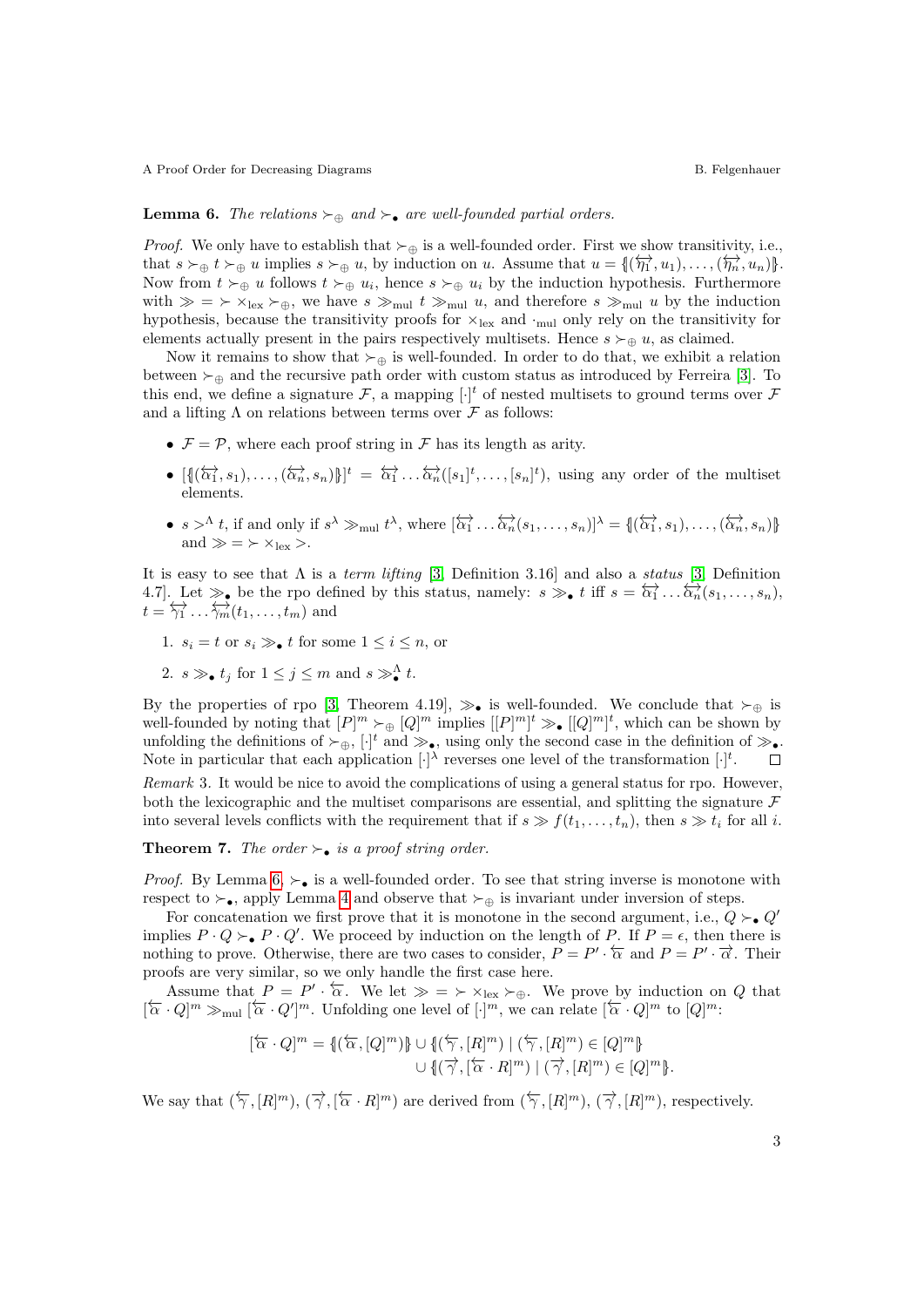**Lemma 6.** *The relations $\succ_\oplus$ and $\succ_\bullet$ are well-founded partial orders.*

*Proof.* We only have to establish that $\succ_\oplus$ is a well-founded order. First we show transitivity, i.e., that $s \succ_\oplus t \succ_\oplus u$ implies $s \succ_\oplus u$, by induction on $u$. Assume that $u = \{\!\{(\overleftrightarrow{\eta_1}, u_1), \dots, (\overleftrightarrow{\eta_n}, u_n)\}\!\}$. Now from $t \succ_\oplus u$ follows $t \succ_\oplus u_i$, hence $s \succ_\oplus u_i$ by the induction hypothesis. Furthermore with $\gg\, = \,\succ \times_{\text{lex}} \succ_\oplus$, we have $s \gg_{\text{mul}} t \gg_{\text{mul}} u$, and therefore $s \gg_{\text{mul}} u$ by the induction hypothesis, because the transitivity proofs for $\times_{\text{lex}}$ and $\cdot_{\text{mul}}$ only rely on the transitivity for elements actually present in the pairs respectively multisets. Hence $s \succ_\oplus u$, as claimed.

Now it remains to show that $\succ_\oplus$ is well-founded. In order to do that, we exhibit a relation between $\succ_\oplus$ and the recursive path order with custom status as introduced by Ferreira [3]. To this end, we define a signature $\mathcal{F}$, a mapping $[\cdot]^t$ of nested multisets to ground terms over $\mathcal{F}$ and a lifting $\Lambda$ on relations between terms over $\mathcal{F}$ as follows:

- $\mathcal{F} = \mathcal{P}$, where each proof string in $\mathcal{F}$ has its length as arity.
- $[\{\!\{(\overleftrightarrow{\alpha_1}, s_1), \dots, (\overleftrightarrow{\alpha_n}, s_n)\}\!\}]^t = \overleftrightarrow{\alpha_1} \dots \overleftrightarrow{\alpha_n}([s_1]^t, \dots, [s_n]^t)$, using any order of the multiset elements.
- $s >^\Lambda t$, if and only if $s^\lambda \gg_{\text{mul}} t^\lambda$, where $[\overleftrightarrow{\alpha_1} \dots \overleftrightarrow{\alpha_n}(s_1, \dots, s_n)]^\lambda = \{\!\{(\overleftrightarrow{\alpha_1}, s_1), \dots, (\overleftrightarrow{\alpha_n}, s_n)\}\!\}$ and $\gg\, = \,\succ \times_{\text{lex}} >$.

It is easy to see that $\Lambda$ is a *term lifting* [3, Definition 3.16] and also a *status* [3, Definition 4.7]. Let $\gg_\bullet$ be the rpo defined by this status, namely: $s \gg_\bullet t$ iff $s = \overleftrightarrow{\alpha_1} \dots \overleftrightarrow{\alpha_n}(s_1, \dots, s_n)$, $t = \overleftrightarrow{\gamma_1} \dots \overleftrightarrow{\gamma_m}(t_1, \dots, t_m)$ and

1. $s_i = t$ or $s_i \gg_\bullet t$ for some $1 \leq i \leq n$, or
2. $s \gg_\bullet t_j$ for $1 \leq j \leq m$ and $s \gg_\bullet^\Lambda t$.

By the properties of rpo [3, Theorem 4.19], $\gg_\bullet$ is well-founded. We conclude that $\succ_\oplus$ is well-founded by noting that $[P]^m \succ_\oplus [Q]^m$ implies $[[P]^m]^t \gg_\bullet [[Q]^m]^t$, which can be shown by unfolding the definitions of $\succ_\oplus$, $[\cdot]^t$ and $\gg_\bullet$, using only the second case in the definition of $\gg_\bullet$. Note in particular that each application $[\cdot]^\lambda$ reverses one level of the transformation $[\cdot]^t$. □

*Remark* 3. It would be nice to avoid the complications of using a general status for rpo. However, both the lexicographic and the multiset comparisons are essential, and splitting the signature $\mathcal{F}$ into several levels conflicts with the requirement that if $s \gg f(t_1, \dots, t_n)$, then $s \gg t_i$ for all $i$.

**Theorem 7.** *The order $\succ_\bullet$ is a proof string order.*

*Proof.* By Lemma 6, $\succ_\bullet$ is a well-founded order. To see that string inverse is monotone with respect to $\succ_\bullet$, apply Lemma 4 and observe that $\succ_\oplus$ is invariant under inversion of steps.

For concatenation we first prove that it is monotone in the second argument, i.e., $Q \succ_\bullet Q'$ implies $P \cdot Q \succ_\bullet P \cdot Q'$. We proceed by induction on the length of $P$. If $P = \epsilon$, then there is nothing to prove. Otherwise, there are two cases to consider, $P = P' \cdot \overleftarrow{\alpha}$ and $P = P' \cdot \overrightarrow{\alpha}$. Their proofs are very similar, so we only handle the first case here.

Assume that $P = P' \cdot \overleftarrow{\alpha}$. We let $\gg\, = \,\succ \times_{\text{lex}} \succ_\oplus$. We prove by induction on $Q$ that $[\overleftarrow{\alpha} \cdot Q]^m \gg_{\text{mul}} [\overleftarrow{\alpha} \cdot Q']^m$. Unfolding one level of $[\cdot]^m$, we can relate $[\overleftarrow{\alpha} \cdot Q]^m$ to $[Q]^m$:

$$
\begin{aligned}
[\overleftarrow{\alpha} \cdot Q]^m = \{\!\{(\overleftarrow{\alpha}, [Q]^m)\}\!\} &\cup \{\!\{(\overleftarrow{\gamma}, [R]^m) \mid (\overleftarrow{\gamma}, [R]^m) \in [Q]^m\}\!\} \\
&\cup \{\!\{(\overrightarrow{\gamma}, [\overleftarrow{\alpha} \cdot R]^m) \mid (\overrightarrow{\gamma}, [R]^m) \in [Q]^m\}\!\}.
\end{aligned}
$$

We say that $(\overleftarrow{\gamma}, [R]^m)$, $(\overrightarrow{\gamma}, [\overleftarrow{\alpha} \cdot R]^m)$ are derived from $(\overleftarrow{\gamma}, [R]^m)$, $(\overrightarrow{\gamma}, [R]^m)$, respectively.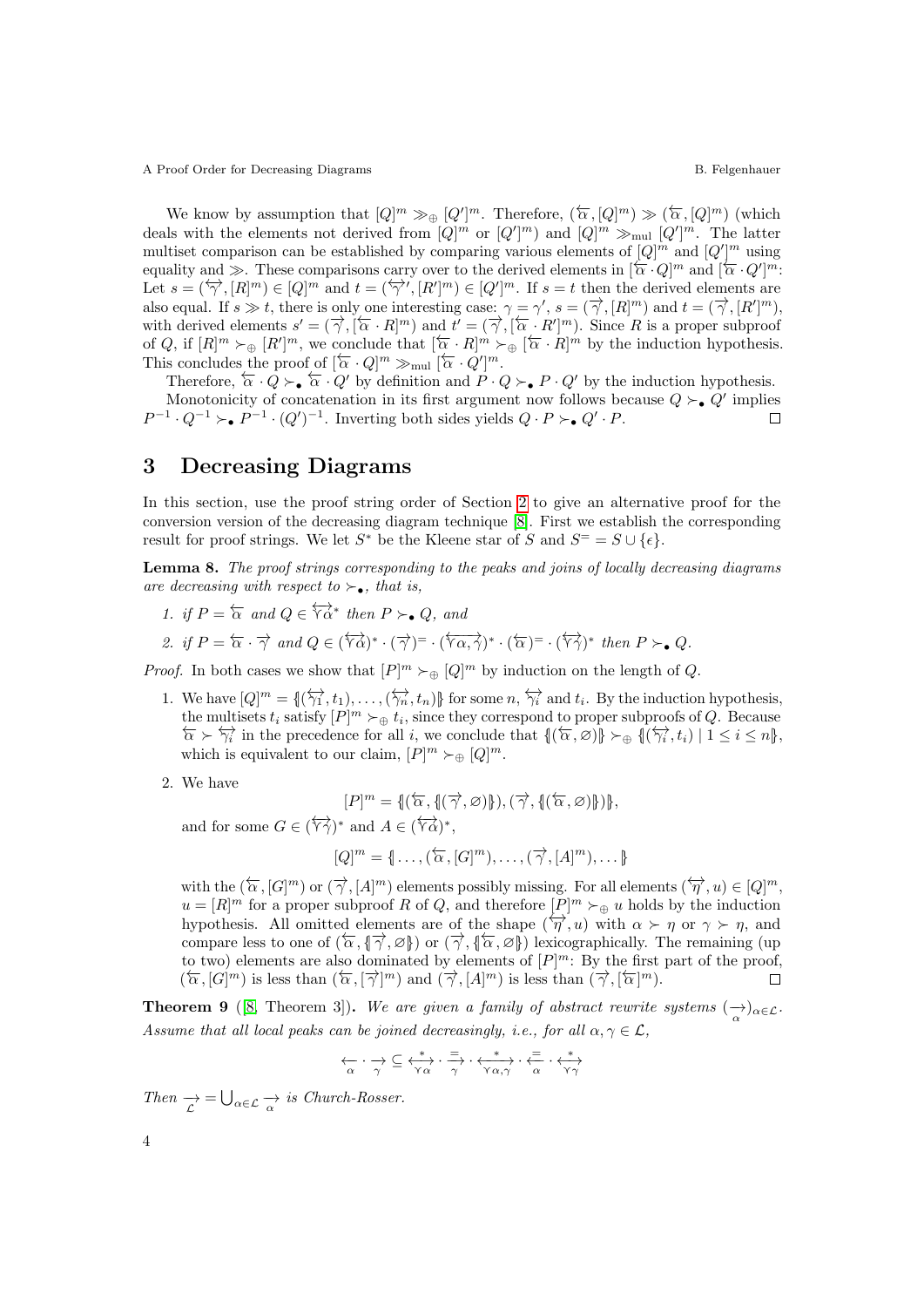We know by assumption that $[Q]^m \gg_\oplus [Q']^m$. Therefore, $(\overleftarrow{\alpha}, [Q]^m) \gg (\overleftarrow{\alpha}, [Q]^m)$ (which deals with the elements not derived from $[Q]^m$ or $[Q']^m$) and $[Q]^m \gg_{\mathrm{mul}} [Q']^m$. The latter multiset comparison can be established by comparing various elements of $[Q]^m$ and $[Q']^m$ using equality and $\gg$. These comparisons carry over to the derived elements in $[\overleftarrow{\alpha} \cdot Q]^m$ and $[\overleftarrow{\alpha} \cdot Q']^m$: Let $s = (\overleftrightarrow{\gamma}, [R]^m) \in [Q]^m$ and $t = (\overleftrightarrow{\gamma}', [R']^m) \in [Q']^m$. If $s = t$ then the derived elements are also equal. If $s \gg t$, there is only one interesting case: $\gamma = \gamma'$, $s = (\overrightarrow{\gamma}, [R]^m)$ and $t = (\overrightarrow{\gamma}, [R']^m)$, with derived elements $s' = (\overrightarrow{\gamma}, [\overleftarrow{\alpha} \cdot R]^m)$ and $t' = (\overrightarrow{\gamma}, [\overleftarrow{\alpha} \cdot R']^m)$. Since $R$ is a proper subproof of $Q$, if $[R]^m \succ_\oplus [R']^m$, we conclude that $[\overleftarrow{\alpha} \cdot R]^m \succ_\oplus [\overleftarrow{\alpha} \cdot R]^m$ by the induction hypothesis. This concludes the proof of $[\overleftarrow{\alpha} \cdot Q]^m \gg_{\mathrm{mul}} [\overleftarrow{\alpha} \cdot Q']^m$.

Therefore, $\overleftarrow{\alpha} \cdot Q \succ_\bullet \overleftarrow{\alpha} \cdot Q'$ by definition and $P \cdot Q \succ_\bullet P \cdot Q'$ by the induction hypothesis.

Monotonicity of concatenation in its first argument now follows because $Q \succ_\bullet Q'$ implies $P^{-1} \cdot Q^{-1} \succ_\bullet P^{-1} \cdot (Q')^{-1}$. Inverting both sides yields $Q \cdot P \succ_\bullet Q' \cdot P$. ◻

## 3 Decreasing Diagrams

In this section, use the proof string order of Section 2 to give an alternative proof for the conversion version of the decreasing diagram technique [8]. First we establish the corresponding result for proof strings. We let $S^*$ be the Kleene star of $S$ and $S^= = S \cup \{\epsilon\}$.

**Lemma 8.** *The proof strings corresponding to the peaks and joins of locally decreasing diagrams are decreasing with respect to $\succ_\bullet$, that is,*

1. *if $P = \overleftarrow{\alpha}$ and $Q \in \overleftrightarrow{\curlyvee\alpha}^*$ then $P \succ_\bullet Q$, and*
2. *if $P = \overleftarrow{\alpha} \cdot \overrightarrow{\gamma}$ and $Q \in (\overleftrightarrow{\curlyvee\alpha})^* \cdot (\overrightarrow{\gamma})^= \cdot (\overleftrightarrow{\curlyvee\alpha, \gamma})^* \cdot (\overleftarrow{\alpha})^= \cdot (\overleftrightarrow{\curlyvee\gamma})^*$ then $P \succ_\bullet Q$.*

*Proof.* In both cases we show that $[P]^m \succ_\oplus [Q]^m$ by induction on the length of $Q$.

1. We have $[Q]^m = \{\!\{(\overleftrightarrow{\gamma_1}, t_1), \dots, (\overleftrightarrow{\gamma_n}, t_n)\}\!\}$ for some $n$, $\overleftrightarrow{\gamma_i}$ and $t_i$. By the induction hypothesis, the multisets $t_i$ satisfy $[P]^m \succ_\oplus t_i$, since they correspond to proper subproofs of $Q$. Because $\overleftarrow{\alpha} \succ \overleftrightarrow{\gamma_i}$ in the precedence for all $i$, we conclude that $\{\!\{(\overleftarrow{\alpha}, \varnothing)\}\!\} \succ_\oplus \{\!\{(\overleftrightarrow{\gamma_i}, t_i) \mid 1 \le i \le n\}\!\}$, which is equivalent to our claim, $[P]^m \succ_\oplus [Q]^m$.

2. We have
$$[P]^m = \{\!\{(\overleftarrow{\alpha}, \{\!\{(\overrightarrow{\gamma}, \varnothing)\}\!\}), (\overrightarrow{\gamma}, \{\!\{(\overleftarrow{\alpha}, \varnothing)\}\!\})\}\!\},$$
and for some $G \in (\overleftrightarrow{\curlyvee\gamma})^*$ and $A \in (\overleftrightarrow{\curlyvee\alpha})^*$,
$$[Q]^m = \{\!\{\dots, (\overleftarrow{\alpha}, [G]^m), \dots, (\overrightarrow{\gamma}, [A]^m), \dots\}\!\}$$
with the $(\overleftarrow{\alpha}, [G]^m)$ or $(\overrightarrow{\gamma}, [A]^m)$ elements possibly missing. For all elements $(\overleftrightarrow{\eta}, u) \in [Q]^m$, $u = [R]^m$ for a proper subproof $R$ of $Q$, and therefore $[P]^m \succ_\oplus u$ holds by the induction hypothesis. All omitted elements are of the shape $(\overleftrightarrow{\eta}, u)$ with $\alpha \succ \eta$ or $\gamma \succ \eta$, and compare less to one of $(\overleftarrow{\alpha}, \{\!\{\overrightarrow{\gamma}, \varnothing\}\!\})$ or $(\overrightarrow{\gamma}, \{\!\{\overleftarrow{\alpha}, \varnothing\}\!\})$ lexicographically. The remaining (up to two) elements are also dominated by elements of $[P]^m$: By the first part of the proof, $(\overleftarrow{\alpha}, [G]^m)$ is less than $(\overleftarrow{\alpha}, [\overrightarrow{\gamma}]^m)$ and $(\overrightarrow{\gamma}, [A]^m)$ is less than $(\overrightarrow{\gamma}, [\overleftarrow{\alpha}]^m)$. ◻

**Theorem 9** ([8, Theorem 3])**.** *We are given a family of abstract rewrite systems $(\underset{\alpha}{\rightarrow})_{\alpha \in \mathcal{L}}$. Assume that all local peaks can be joined decreasingly, i.e., for all $\alpha, \gamma \in \mathcal{L}$,*

$$\underset{\alpha}{\leftarrow} \cdot \underset{\gamma}{\rightarrow} \subseteq \underset{\curlyvee\alpha}{\overset{*}{\leftrightarrow}} \cdot \underset{\gamma}{\overset{=}{\rightarrow}} \cdot \underset{\curlyvee\alpha,\gamma}{\overset{*}{\leftrightarrow}} \cdot \underset{\alpha}{\overset{=}{\leftarrow}} \cdot \underset{\curlyvee\gamma}{\overset{*}{\leftrightarrow}}$$

*Then $\underset{\mathcal{L}}{\rightarrow} = \bigcup_{\alpha \in \mathcal{L}} \underset{\alpha}{\rightarrow}$ is Church-Rosser.*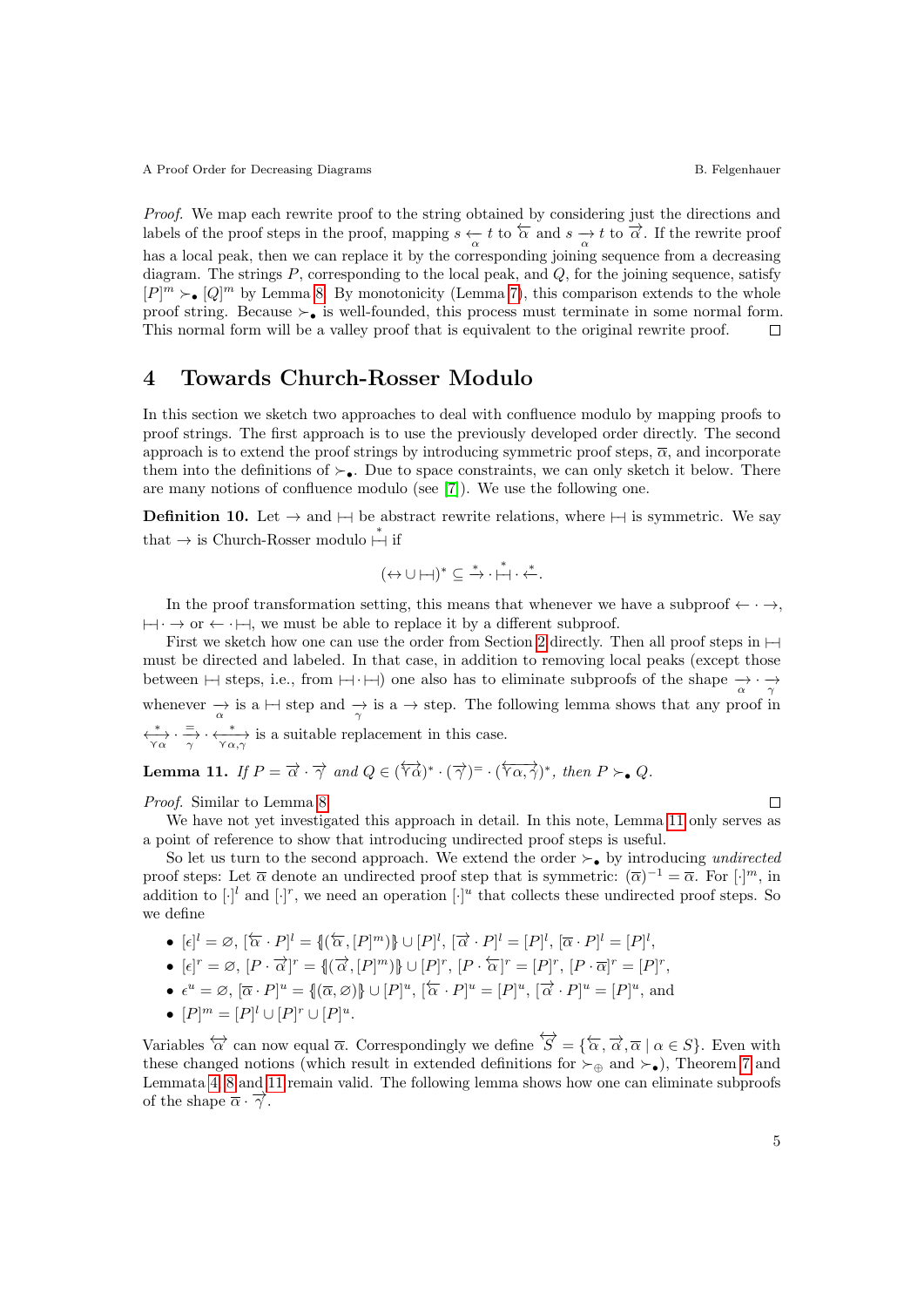*Proof.* We map each rewrite proof to the string obtained by considering just the directions and labels of the proof steps in the proof, mapping $s \underset{\alpha}{\leftarrow} t$ to $\overleftarrow{\alpha}$ and $s \underset{\alpha}{\rightarrow} t$ to $\overrightarrow{\alpha}$. If the rewrite proof has a local peak, then we can replace it by the corresponding joining sequence from a decreasing diagram. The strings $P$, corresponding to the local peak, and $Q$, for the joining sequence, satisfy $[P]^m \succ_\bullet [Q]^m$ by Lemma 8. By monotonicity (Lemma 7), this comparison extends to the whole proof string. Because $\succ_\bullet$ is well-founded, this process must terminate in some normal form. This normal form will be a valley proof that is equivalent to the original rewrite proof. □

## 4 Towards Church-Rosser Modulo

In this section we sketch two approaches to deal with confluence modulo by mapping proofs to proof strings. The first approach is to use the previously developed order directly. The second approach is to extend the proof strings by introducing symmetric proof steps, $\overline{\alpha}$, and incorporate them into the definitions of $\succ_\bullet$. Due to space constraints, we can only sketch it below. There are many notions of confluence modulo (see [7]). We use the following one.

**Definition 10.** Let $\rightarrow$ and $\vdash\!\dashv$ be abstract rewrite relations, where $\vdash\!\dashv$ is symmetric. We say that $\rightarrow$ is Church-Rosser modulo $\overset{*}{\vdash\!\dashv}$ if

$$(\leftrightarrow \cup \vdash\!\dashv)^* \subseteq \overset{*}{\rightarrow} \cdot \overset{*}{\vdash\!\dashv} \cdot \overset{*}{\leftarrow}.$$

In the proof transformation setting, this means that whenever we have a subproof $\leftarrow \cdot \rightarrow$, $\vdash\!\dashv \cdot \rightarrow$ or $\leftarrow \cdot \vdash\!\dashv$, we must be able to replace it by a different subproof.

First we sketch how one can use the order from Section 2 directly. Then all proof steps in $\vdash\!\dashv$ must be directed and labeled. In that case, in addition to removing local peaks (except those between $\vdash\!\dashv$ steps, i.e., from $\vdash\!\dashv \cdot \vdash\!\dashv$) one also has to eliminate subproofs of the shape $\underset{\alpha}{\rightarrow} \cdot \underset{\gamma}{\rightarrow}$ whenever $\underset{\alpha}{\rightarrow}$ is a $\vdash\!\dashv$ step and $\underset{\gamma}{\rightarrow}$ is a $\rightarrow$ step. The following lemma shows that any proof in $\underset{\curlyvee\alpha}{\overset{*}{\longleftrightarrow}} \cdot \underset{\gamma}{\overset{=}{\rightarrow}} \cdot \underset{\curlyvee\alpha,\gamma}{\overset{*}{\longleftrightarrow}}$ is a suitable replacement in this case.

**Lemma 11.** *If $P = \overrightarrow{\alpha} \cdot \overrightarrow{\gamma}$ and $Q \in (\overleftrightarrow{\curlyvee\alpha})^* \cdot (\overrightarrow{\gamma})^= \cdot (\overleftrightarrow{\curlyvee\alpha, \gamma})^*$, then $P \succ_\bullet Q$.*

*Proof.* Similar to Lemma 8. □

We have not yet investigated this approach in detail. In this note, Lemma 11 only serves as a point of reference to show that introducing undirected proof steps is useful.

So let us turn to the second approach. We extend the order $\succ_\bullet$ by introducing *undirected* proof steps: Let $\overline{\alpha}$ denote an undirected proof step that is symmetric: $(\overline{\alpha})^{-1} = \overline{\alpha}$. For $[\cdot]^m$, in addition to $[\cdot]^l$ and $[\cdot]^r$, we need an operation $[\cdot]^u$ that collects these undirected proof steps. So we define

- $[\epsilon]^l = \varnothing$, $[\overleftarrow{\alpha} \cdot P]^l = \{\!\!\{(\overleftarrow{\alpha}, [P]^m)\}\!\!\} \cup [P]^l$, $[\overrightarrow{\alpha} \cdot P]^l = [P]^l$, $[\overline{\alpha} \cdot P]^l = [P]^l$,
- $[\epsilon]^r = \varnothing$, $[P \cdot \overrightarrow{\alpha}]^r = \{\!\!\{(\overrightarrow{\alpha}, [P]^m)\}\!\!\} \cup [P]^r$, $[P \cdot \overleftarrow{\alpha}]^r = [P]^r$, $[P \cdot \overline{\alpha}]^r = [P]^r$,
- $\epsilon^u = \varnothing$, $[\overline{\alpha} \cdot P]^u = \{\!\!\{(\overline{\alpha}, \varnothing)\}\!\!\} \cup [P]^u$, $[\overleftarrow{\alpha} \cdot P]^u = [P]^u$, $[\overrightarrow{\alpha} \cdot P]^u = [P]^u$, and
- $[P]^m = [P]^l \cup [P]^r \cup [P]^u$.

Variables $\overleftrightarrow{\alpha}$ can now equal $\overline{\alpha}$. Correspondingly we define $\overleftrightarrow{S} = \{\overleftarrow{\alpha}, \overrightarrow{\alpha}, \overline{\alpha} \mid \alpha \in S\}$. Even with these changed notions (which result in extended definitions for $\succ_\oplus$ and $\succ_\bullet$), Theorem 7 and Lemmata 4, 8 and 11 remain valid. The following lemma shows how one can eliminate subproofs of the shape $\overline{\alpha} \cdot \overrightarrow{\gamma}$.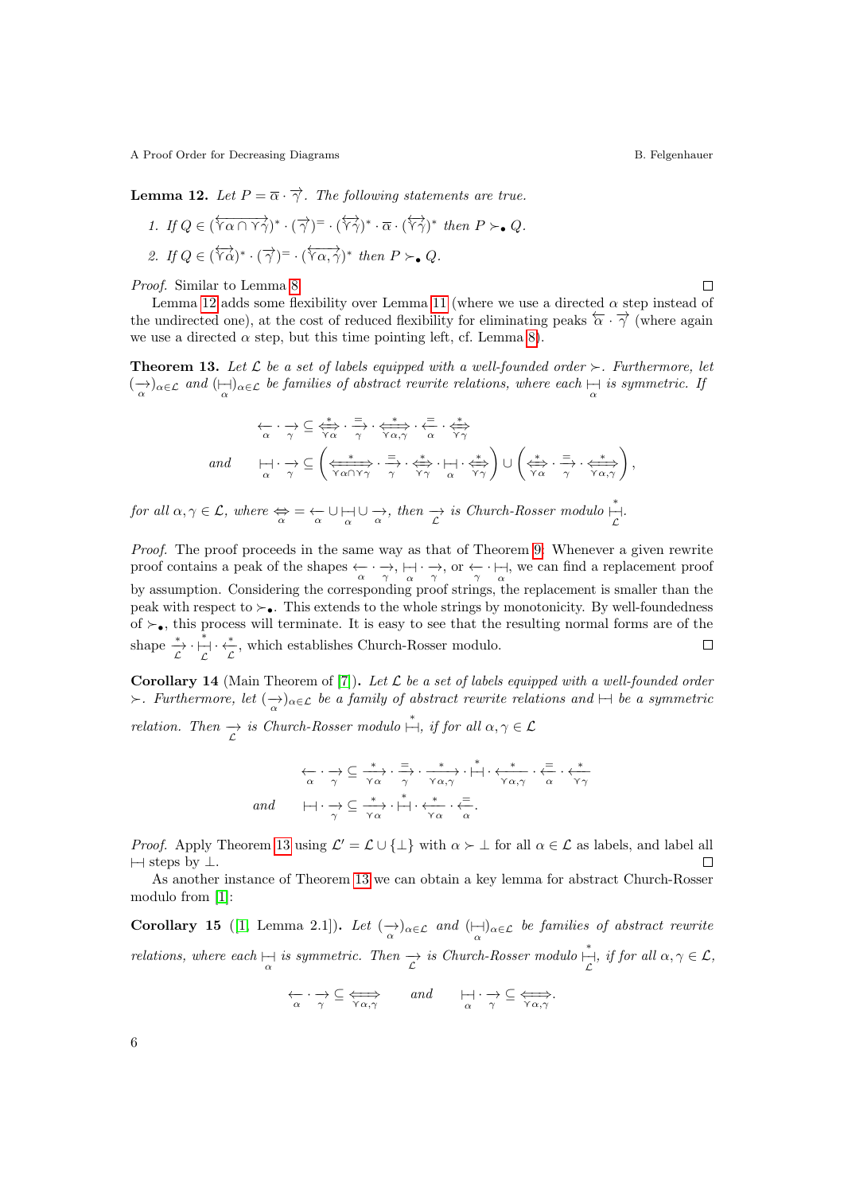**Lemma 12.** *Let $P = \overleftarrow{\alpha} \cdot \overrightarrow{\gamma}$. The following statements are true.*

1. *If $Q \in (\overleftrightarrow{\curlyvee\alpha \cap \curlyvee\gamma})^* \cdot (\overrightarrow{\gamma})^= \cdot (\overleftrightarrow{\curlyvee\gamma})^* \cdot \overline{\alpha} \cdot (\overleftrightarrow{\curlyvee\gamma})^*$ then $P \succ_\bullet Q$.*
2. *If $Q \in (\overleftrightarrow{\curlyvee\alpha})^* \cdot (\overrightarrow{\gamma})^= \cdot (\overleftrightarrow{\curlyvee\alpha,\gamma})^*$ then $P \succ_\bullet Q$.*

*Proof.* Similar to Lemma 8. □

Lemma 12 adds some flexibility over Lemma 11 (where we use a directed $\alpha$ step instead of the undirected one), at the cost of reduced flexibility for eliminating peaks $\overleftarrow{\alpha} \cdot \overrightarrow{\gamma}$ (where again we use a directed $\alpha$ step, but this time pointing left, cf. Lemma 8).

**Theorem 13.** *Let $\mathcal{L}$ be a set of labels equipped with a well-founded order $\succ$. Furthermore, let $(\underset{\alpha}{\rightarrow})_{\alpha\in\mathcal{L}}$ and $(\underset{\alpha}{\vdash\!\dashv})_{\alpha\in\mathcal{L}}$ be families of abstract rewrite relations, where each $\underset{\alpha}{\vdash\!\dashv}$ is symmetric. If*

$$\underset{\alpha}{\leftarrow} \cdot \underset{\gamma}{\rightarrow} \subseteq \overset{*}{\underset{\curlyvee\alpha}{\Leftrightarrow}} \cdot \overset{=}{\underset{\gamma}{\rightarrow}} \cdot \overset{*}{\underset{\curlyvee\alpha,\gamma}{\Longleftrightarrow}} \cdot \overset{=}{\underset{\alpha}{\leftarrow}} \cdot \overset{*}{\underset{\curlyvee\gamma}{\Leftrightarrow}}$$

$$\textit{and} \quad \underset{\alpha}{\vdash\!\dashv} \cdot \underset{\gamma}{\rightarrow} \subseteq \left( \overset{*}{\underset{\curlyvee\alpha\cap\curlyvee\gamma}{\Longleftrightarrow}} \cdot \overset{=}{\underset{\gamma}{\rightarrow}} \cdot \overset{*}{\underset{\curlyvee\gamma}{\Leftrightarrow}} \cdot \underset{\alpha}{\vdash\!\dashv} \cdot \overset{*}{\underset{\curlyvee\gamma}{\Leftrightarrow}} \right) \cup \left( \overset{*}{\underset{\curlyvee\alpha}{\Leftrightarrow}} \cdot \overset{=}{\underset{\gamma}{\rightarrow}} \cdot \overset{*}{\underset{\curlyvee\alpha,\gamma}{\Longleftrightarrow}} \right),$$

*for all $\alpha, \gamma \in \mathcal{L}$, where $\underset{\alpha}{\Leftrightarrow} = \underset{\alpha}{\leftarrow} \cup \underset{\alpha}{\vdash\!\dashv} \cup \underset{\alpha}{\rightarrow}$, then $\underset{\mathcal{L}}{\rightarrow}$ is Church-Rosser modulo $\overset{*}{\underset{\mathcal{L}}{\vdash\!\dashv}}$.*

*Proof.* The proof proceeds in the same way as that of Theorem 9. Whenever a given rewrite proof contains a peak of the shapes $\underset{\alpha}{\leftarrow} \cdot \underset{\gamma}{\rightarrow}$, $\underset{\alpha}{\vdash\!\dashv} \cdot \underset{\gamma}{\rightarrow}$, or $\underset{\gamma}{\leftarrow} \cdot \underset{\alpha}{\vdash\!\dashv}$, we can find a replacement proof by assumption. Considering the corresponding proof strings, the replacement is smaller than the peak with respect to $\succ_\bullet$. This extends to the whole strings by monotonicity. By well-foundedness of $\succ_\bullet$, this process will terminate. It is easy to see that the resulting normal forms are of the shape $\overset{*}{\underset{\mathcal{L}}{\rightarrow}} \cdot \overset{*}{\underset{\mathcal{L}}{\vdash\!\dashv}} \cdot \overset{*}{\underset{\mathcal{L}}{\leftarrow}}$, which establishes Church-Rosser modulo. □

**Corollary 14** (Main Theorem of [7])**.** *Let $\mathcal{L}$ be a set of labels equipped with a well-founded order $\succ$. Furthermore, let $(\underset{\alpha}{\rightarrow})_{\alpha\in\mathcal{L}}$ be a family of abstract rewrite relations and $\vdash\!\dashv$ be a symmetric relation. Then $\underset{\mathcal{L}}{\rightarrow}$ is Church-Rosser modulo $\overset{*}{\vdash\!\dashv}$, if for all $\alpha, \gamma \in \mathcal{L}$*

$$\underset{\alpha}{\leftarrow} \cdot \underset{\gamma}{\rightarrow} \subseteq \overset{*}{\underset{\curlyvee\alpha}{\rightarrow}} \cdot \overset{=}{\underset{\gamma}{\rightarrow}} \cdot \overset{*}{\underset{\curlyvee\alpha,\gamma}{\longrightarrow}} \cdot \overset{*}{\vdash\!\dashv} \cdot \overset{*}{\underset{\curlyvee\alpha,\gamma}{\longleftarrow}} \cdot \overset{=}{\underset{\alpha}{\leftarrow}} \cdot \overset{*}{\underset{\curlyvee\gamma}{\leftarrow}}$$

$$\textit{and} \quad \vdash\!\dashv \cdot \underset{\gamma}{\rightarrow} \subseteq \overset{*}{\underset{\curlyvee\alpha}{\rightarrow}} \cdot \overset{*}{\vdash\!\dashv} \cdot \overset{*}{\underset{\curlyvee\alpha}{\leftarrow}} \cdot \overset{=}{\underset{\alpha}{\leftarrow}}.$$

*Proof.* Apply Theorem 13 using $\mathcal{L}' = \mathcal{L} \cup \{\bot\}$ with $\alpha \succ \bot$ for all $\alpha \in \mathcal{L}$ as labels, and label all $\vdash\!\dashv$ steps by $\bot$. □

As another instance of Theorem 13 we can obtain a key lemma for abstract Church-Rosser modulo from [1]:

**Corollary 15** ([1, Lemma 2.1])**.** *Let $(\underset{\alpha}{\rightarrow})_{\alpha\in\mathcal{L}}$ and $(\underset{\alpha}{\vdash\!\dashv})_{\alpha\in\mathcal{L}}$ be families of abstract rewrite relations, where each $\underset{\alpha}{\vdash\!\dashv}$ is symmetric. Then $\underset{\mathcal{L}}{\rightarrow}$ is Church-Rosser modulo $\overset{*}{\underset{\mathcal{L}}{\vdash\!\dashv}}$, if for all $\alpha, \gamma \in \mathcal{L}$,*

$$\underset{\alpha}{\leftarrow} \cdot \underset{\gamma}{\rightarrow} \subseteq \underset{\curlyvee\alpha,\gamma}{\Longleftrightarrow} \qquad \textit{and} \qquad \underset{\alpha}{\vdash\!\dashv} \cdot \underset{\gamma}{\rightarrow} \subseteq \underset{\curlyvee\alpha,\gamma}{\Longleftrightarrow}.$$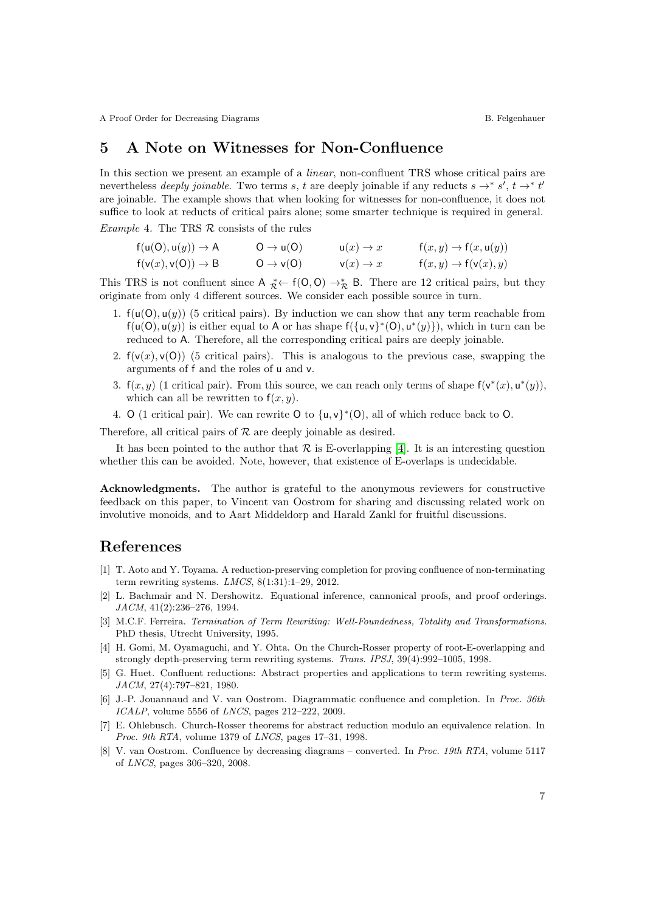## 5 A Note on Witnesses for Non-Confluence

In this section we present an example of a *linear*, non-confluent TRS whose critical pairs are nevertheless *deeply joinable*. Two terms $s$, $t$ are deeply joinable if any reducts $s \to^* s'$, $t \to^* t'$ are joinable. The example shows that when looking for witnesses for non-confluence, it does not suffice to look at reducts of critical pairs alone; some smarter technique is required in general.

*Example* 4. The TRS $\mathcal{R}$ consists of the rules

$$\begin{array}{llll} \mathsf{f}(\mathsf{u}(\mathsf{O}), \mathsf{u}(y)) \to \mathsf{A} & \mathsf{O} \to \mathsf{u}(\mathsf{O}) & \mathsf{u}(x) \to x & \mathsf{f}(x, y) \to \mathsf{f}(x, \mathsf{u}(y)) \\ \mathsf{f}(\mathsf{v}(x), \mathsf{v}(\mathsf{O})) \to \mathsf{B} & \mathsf{O} \to \mathsf{v}(\mathsf{O}) & \mathsf{v}(x) \to x & \mathsf{f}(x, y) \to \mathsf{f}(\mathsf{v}(x), y) \end{array}$$

This TRS is not confluent since $\mathsf{A} \;{}_{\mathcal{R}}^{*}\!\leftarrow \mathsf{f}(\mathsf{O}, \mathsf{O}) \to_{\mathcal{R}}^{*} \mathsf{B}$. There are 12 critical pairs, but they originate from only 4 different sources. We consider each possible source in turn.

1. $\mathsf{f}(\mathsf{u}(\mathsf{O}), \mathsf{u}(y))$ (5 critical pairs). By induction we can show that any term reachable from $\mathsf{f}(\mathsf{u}(\mathsf{O}), \mathsf{u}(y))$ is either equal to $\mathsf{A}$ or has shape $\mathsf{f}(\{\mathsf{u}, \mathsf{v}\}^*(\mathsf{O}), \mathsf{u}^*(y)\})$, which in turn can be reduced to $\mathsf{A}$. Therefore, all the corresponding critical pairs are deeply joinable.
2. $\mathsf{f}(\mathsf{v}(x), \mathsf{v}(\mathsf{O}))$ (5 critical pairs). This is analogous to the previous case, swapping the arguments of $\mathsf{f}$ and the roles of $\mathsf{u}$ and $\mathsf{v}$.
3. $\mathsf{f}(x, y)$ (1 critical pair). From this source, we can reach only terms of shape $\mathsf{f}(\mathsf{v}^*(x), \mathsf{u}^*(y))$, which can all be rewritten to $\mathsf{f}(x, y)$.
4. $\mathsf{O}$ (1 critical pair). We can rewrite $\mathsf{O}$ to $\{\mathsf{u}, \mathsf{v}\}^*(\mathsf{O})$, all of which reduce back to $\mathsf{O}$.

Therefore, all critical pairs of $\mathcal{R}$ are deeply joinable as desired.

It has been pointed to the author that $\mathcal{R}$ is E-overlapping [4]. It is an interesting question whether this can be avoided. Note, however, that existence of E-overlaps is undecidable.

**Acknowledgments.** The author is grateful to the anonymous reviewers for constructive feedback on this paper, to Vincent van Oostrom for sharing and discussing related work on involutive monoids, and to Aart Middeldorp and Harald Zankl for fruitful discussions.

## References

[1] T. Aoto and Y. Toyama. A reduction-preserving completion for proving confluence of non-terminating term rewriting systems. *LMCS*, 8(1:31):1–29, 2012.

[2] L. Bachmair and N. Dershowitz. Equational inference, cannonical proofs, and proof orderings. *JACM*, 41(2):236–276, 1994.

[3] M.C.F. Ferreira. *Termination of Term Rewriting: Well-Foundedness, Totality and Transformations*. PhD thesis, Utrecht University, 1995.

[4] H. Gomi, M. Oyamaguchi, and Y. Ohta. On the Church-Rosser property of root-E-overlapping and strongly depth-preserving term rewriting systems. *Trans. IPSJ*, 39(4):992–1005, 1998.

[5] G. Huet. Confluent reductions: Abstract properties and applications to term rewriting systems. *JACM*, 27(4):797–821, 1980.

[6] J.-P. Jouannaud and V. van Oostrom. Diagrammatic confluence and completion. In *Proc. 36th ICALP*, volume 5556 of *LNCS*, pages 212–222, 2009.

[7] E. Ohlebusch. Church-Rosser theorems for abstract reduction modulo an equivalence relation. In *Proc. 9th RTA*, volume 1379 of *LNCS*, pages 17–31, 1998.

[8] V. van Oostrom. Confluence by decreasing diagrams – converted. In *Proc. 19th RTA*, volume 5117 of *LNCS*, pages 306–320, 2008.